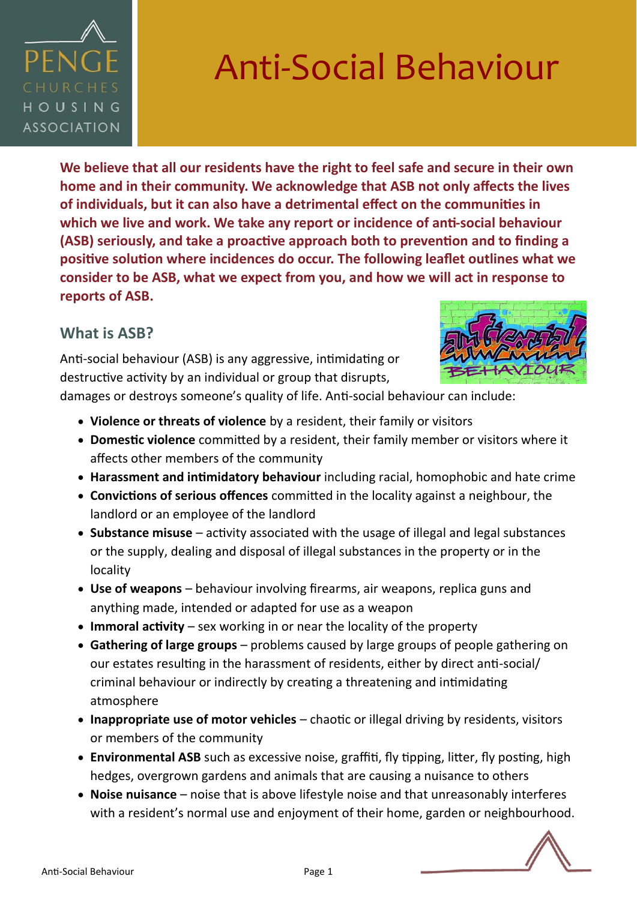# Anti-Social Behaviour

**We believe that all our residents have the right to feel safe and secure in their own home and in their community. We acknowledge that ASB not only affects the lives of individuals, but it can also have a detrimental effect on the communities in which we live and work. We take any report or incidence of anti-social behaviour (ASB) seriously, and take a proactive approach both to prevention and to finding a positive solution where incidences do occur. The following leaflet outlines what we consider to be ASB, what we expect from you, and how we will act in response to reports of ASB.**

## What is ASB?

Anti-social behaviour (ASB) is any aggressive, intimidating or destructive activity by an individual or group that disrupts, damages or destroys someone's quality of life. Anti-social behaviour can include:

- **Violence or threats of violence** by a resident, their family or visitors
- **Domestic violence** committed by a resident, their family member or visitors where it affects other members of the community
- **Harassment and intimidatory behaviour** including racial, homophobic and hate crime
- **Convictions of serious offences** committed in the locality against a neighbour, the landlord or an employee of the landlord
- **Substance misuse** – activity associated with the usage of illegal and legal substances or the supply, dealing and disposal of illegal substances in the property or in the locality
- **Use of weapons** – behaviour involving firearms, air weapons, replica guns and anything made, intended or adapted for use as a weapon
- **Immoral activity** – sex working in or near the locality of the property
- **Gathering of large groups** – problems caused by large groups of people gathering on our estates resulting in the harassment of residents, either by direct anti-social/ criminal behaviour or indirectly by creating a threatening and intimidating atmosphere
- **Inappropriate use of motor vehicles** – chaotic or illegal driving by residents, visitors or members of the community
- **Environmental ASB** such as excessive noise, graffiti, fly tipping, litter, fly posting, high hedges, overgrown gardens and animals that are causing a nuisance to others
- **Noise nuisance** – noise that is above lifestyle noise and that unreasonably interferes with a resident's normal use and enjoyment of their home, garden or neighbourhood.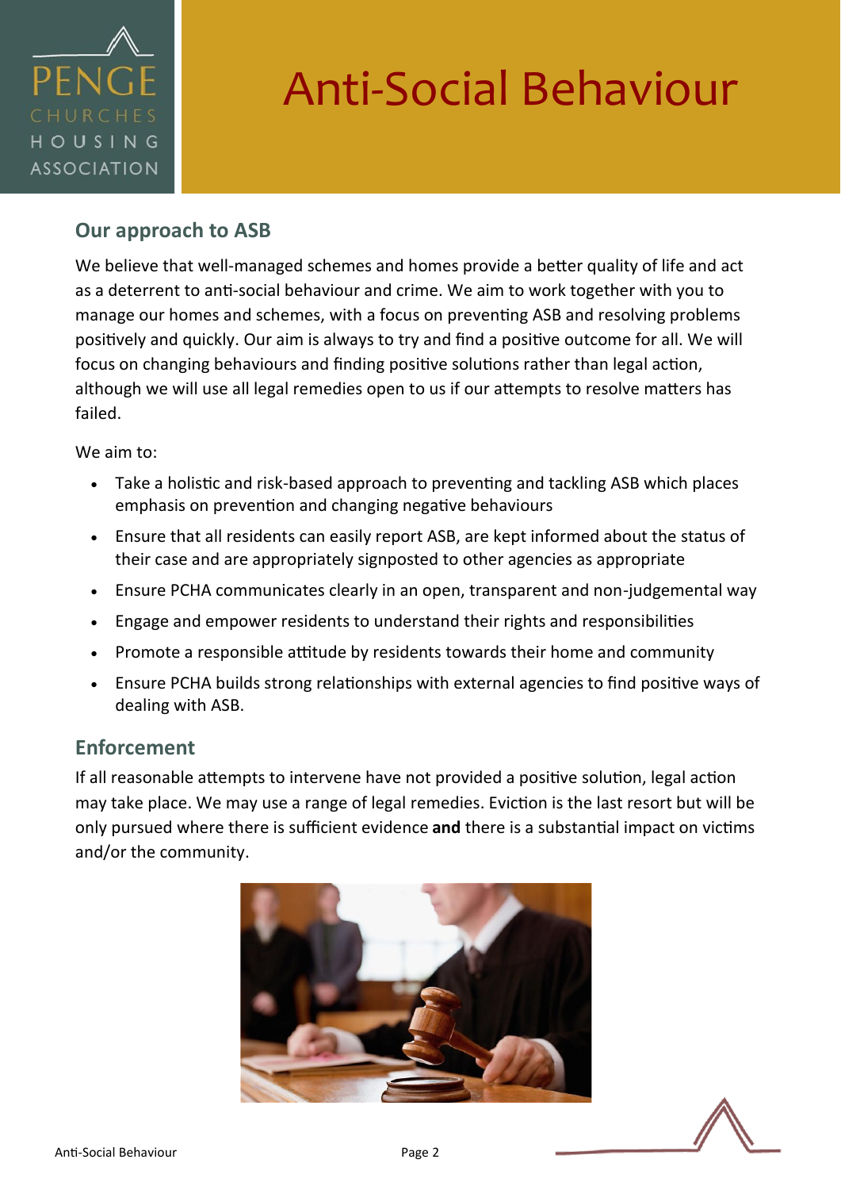# Anti-Social Behaviour

## Our approach to ASB

We believe that well-managed schemes and homes provide a better quality of life and act as a deterrent to anti-social behaviour and crime. We aim to work together with you to manage our homes and schemes, with a focus on preventing ASB and resolving problems positively and quickly. Our aim is always to try and find a positive outcome for all. We will focus on changing behaviours and finding positive solutions rather than legal action, although we will use all legal remedies open to us if our attempts to resolve matters has failed.

We aim to:

- Take a holistic and risk-based approach to preventing and tackling ASB which places emphasis on prevention and changing negative behaviours
- Ensure that all residents can easily report ASB, are kept informed about the status of their case and are appropriately signposted to other agencies as appropriate
- Ensure PCHA communicates clearly in an open, transparent and non-judgemental way
- Engage and empower residents to understand their rights and responsibilities
- Promote a responsible attitude by residents towards their home and community
- Ensure PCHA builds strong relationships with external agencies to find positive ways of dealing with ASB.

## Enforcement

If all reasonable attempts to intervene have not provided a positive solution, legal action may take place. We may use a range of legal remedies. Eviction is the last resort but will be only pursued where there is sufficient evidence **and** there is a substantial impact on victims and/or the community.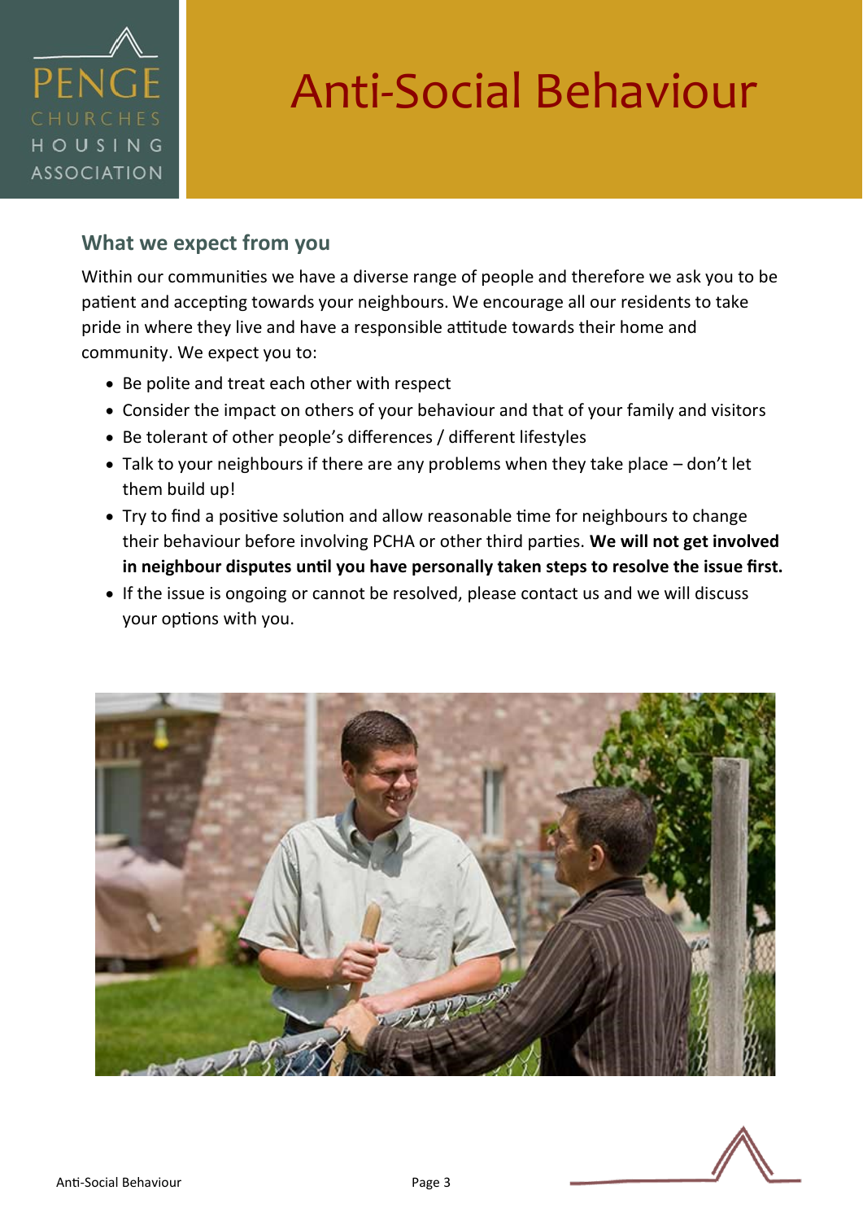# Anti-Social Behaviour

## What we expect from you

Within our communities we have a diverse range of people and therefore we ask you to be patient and accepting towards your neighbours. We encourage all our residents to take pride in where they live and have a responsible attitude towards their home and community. We expect you to:

- Be polite and treat each other with respect
- Consider the impact on others of your behaviour and that of your family and visitors
- Be tolerant of other people's differences / different lifestyles
- Talk to your neighbours if there are any problems when they take place – don't let them build up!
- Try to find a positive solution and allow reasonable time for neighbours to change their behaviour before involving PCHA or other third parties. **We will not get involved in neighbour disputes until you have personally taken steps to resolve the issue first.**
- If the issue is ongoing or cannot be resolved, please contact us and we will discuss your options with you.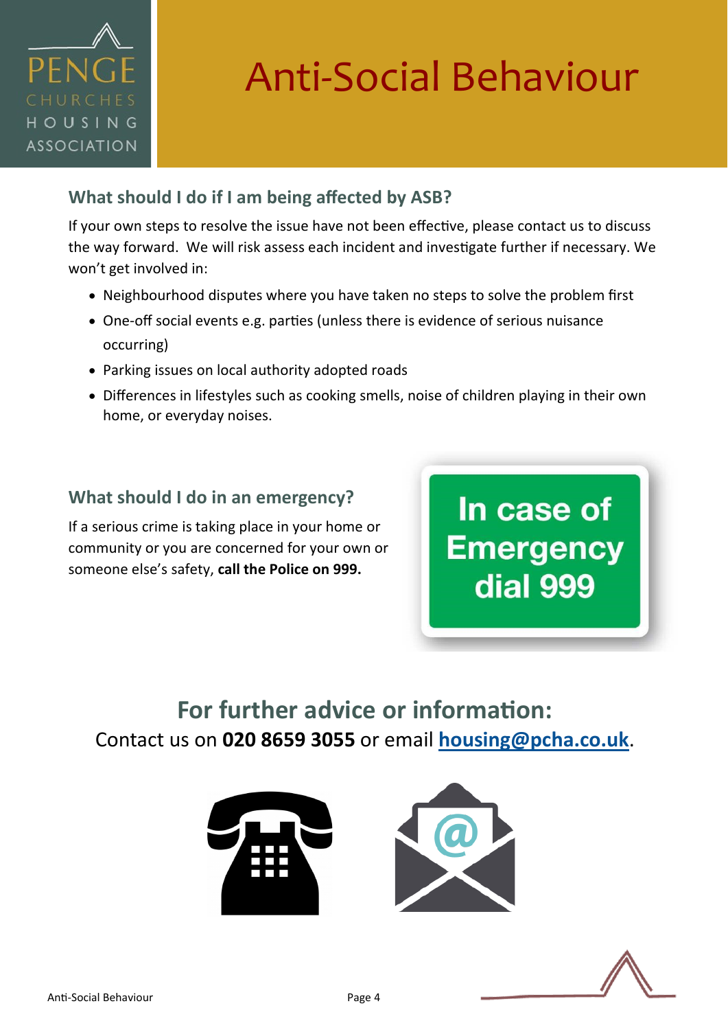# Anti-Social Behaviour

## What should I do if I am being affected by ASB?

If your own steps to resolve the issue have not been effective, please contact us to discuss the way forward. We will risk assess each incident and investigate further if necessary. We won't get involved in:

- Neighbourhood disputes where you have taken no steps to solve the problem first
- One-off social events e.g. parties (unless there is evidence of serious nuisance occurring)
- Parking issues on local authority adopted roads
- Differences in lifestyles such as cooking smells, noise of children playing in their own home, or everyday noises.

## What should I do in an emergency?

If a serious crime is taking place in your home or community or you are concerned for your own or someone else's safety, **call the Police on 999.**

**In case of Emergency dial 999**

## For further advice or information:

Contact us on **020 8659 3055** or email **housing@pcha.co.uk**.